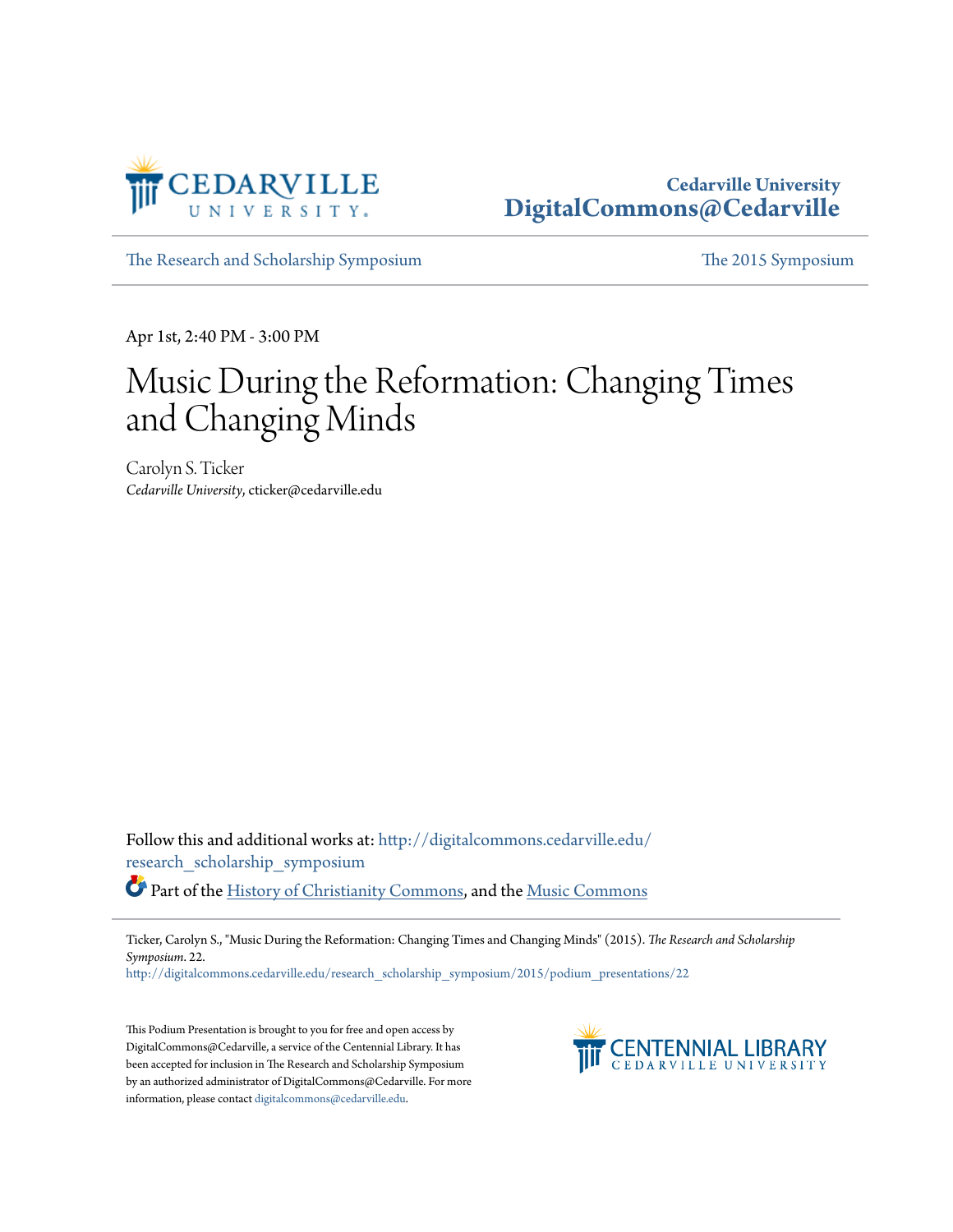Cedarville University
DigitalCommons@Cedarville

The Research and Scholarship Symposium | The 2015 Symposium

Apr 1st, 2:40 PM - 3:00 PM

# Music During the Reformation: Changing Times and Changing Minds

Carolyn S. Ticker
*Cedarville University*, cticker@cedarville.edu

Follow this and additional works at: http://digitalcommons.cedarville.edu/research_scholarship_symposium

Part of the History of Christianity Commons, and the Music Commons

Ticker, Carolyn S., "Music During the Reformation: Changing Times and Changing Minds" (2015). *The Research and Scholarship Symposium*. 22.
http://digitalcommons.cedarville.edu/research_scholarship_symposium/2015/podium_presentations/22

This Podium Presentation is brought to you for free and open access by DigitalCommons@Cedarville, a service of the Centennial Library. It has been accepted for inclusion in The Research and Scholarship Symposium by an authorized administrator of DigitalCommons@Cedarville. For more information, please contact digitalcommons@cedarville.edu.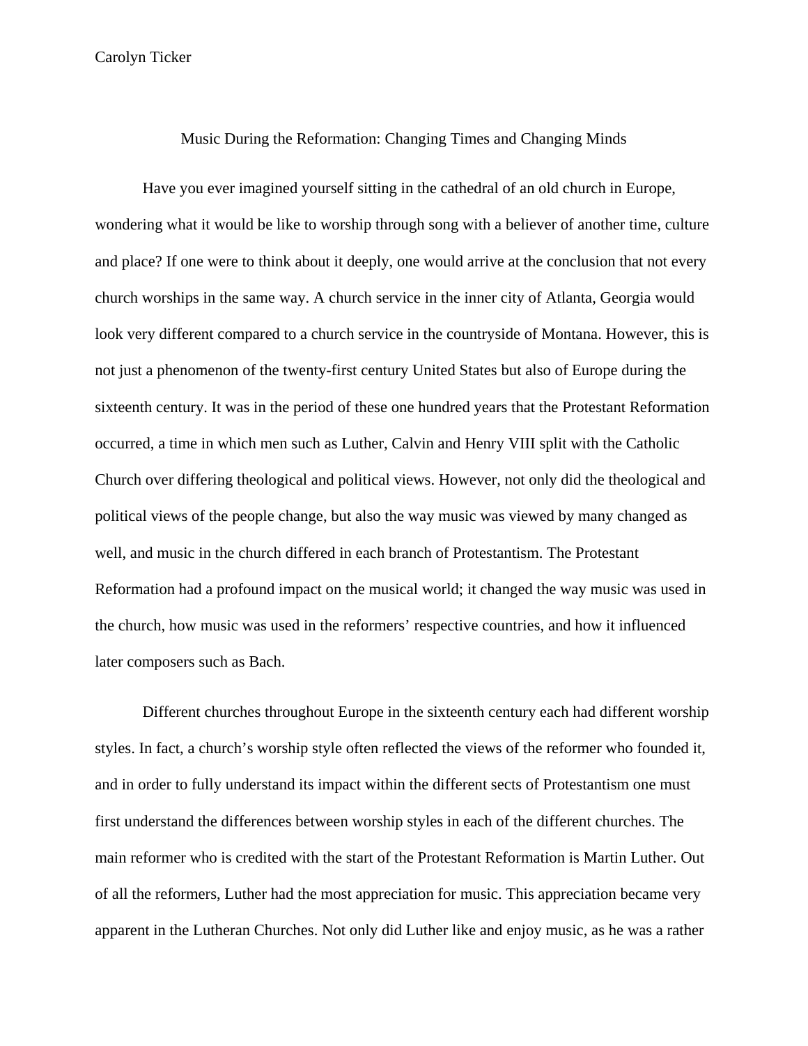Carolyn Ticker

Music During the Reformation: Changing Times and Changing Minds

Have you ever imagined yourself sitting in the cathedral of an old church in Europe, wondering what it would be like to worship through song with a believer of another time, culture and place? If one were to think about it deeply, one would arrive at the conclusion that not every church worships in the same way. A church service in the inner city of Atlanta, Georgia would look very different compared to a church service in the countryside of Montana. However, this is not just a phenomenon of the twenty-first century United States but also of Europe during the sixteenth century. It was in the period of these one hundred years that the Protestant Reformation occurred, a time in which men such as Luther, Calvin and Henry VIII split with the Catholic Church over differing theological and political views. However, not only did the theological and political views of the people change, but also the way music was viewed by many changed as well, and music in the church differed in each branch of Protestantism. The Protestant Reformation had a profound impact on the musical world; it changed the way music was used in the church, how music was used in the reformers' respective countries, and how it influenced later composers such as Bach.

Different churches throughout Europe in the sixteenth century each had different worship styles. In fact, a church's worship style often reflected the views of the reformer who founded it, and in order to fully understand its impact within the different sects of Protestantism one must first understand the differences between worship styles in each of the different churches. The main reformer who is credited with the start of the Protestant Reformation is Martin Luther. Out of all the reformers, Luther had the most appreciation for music. This appreciation became very apparent in the Lutheran Churches. Not only did Luther like and enjoy music, as he was a rather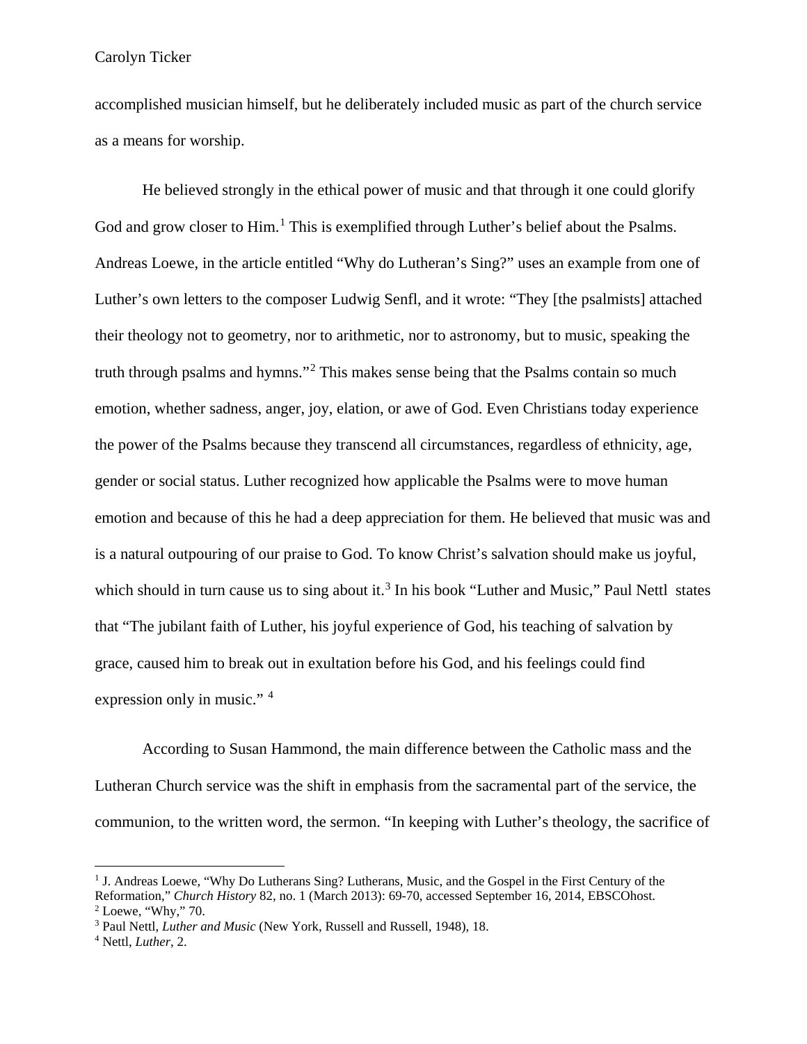accomplished musician himself, but he deliberately included music as part of the church service as a means for worship.

He believed strongly in the ethical power of music and that through it one could glorify God and grow closer to Him.[1] This is exemplified through Luther's belief about the Psalms. Andreas Loewe, in the article entitled "Why do Lutheran's Sing?" uses an example from one of Luther's own letters to the composer Ludwig Senfl, and it wrote: "They [the psalmists] attached their theology not to geometry, nor to arithmetic, nor to astronomy, but to music, speaking the truth through psalms and hymns."[2] This makes sense being that the Psalms contain so much emotion, whether sadness, anger, joy, elation, or awe of God. Even Christians today experience the power of the Psalms because they transcend all circumstances, regardless of ethnicity, age, gender or social status. Luther recognized how applicable the Psalms were to move human emotion and because of this he had a deep appreciation for them. He believed that music was and is a natural outpouring of our praise to God. To know Christ's salvation should make us joyful, which should in turn cause us to sing about it.[3] In his book "Luther and Music," Paul Nettl states that "The jubilant faith of Luther, his joyful experience of God, his teaching of salvation by grace, caused him to break out in exultation before his God, and his feelings could find expression only in music." [4]

According to Susan Hammond, the main difference between the Catholic mass and the Lutheran Church service was the shift in emphasis from the sacramental part of the service, the communion, to the written word, the sermon. "In keeping with Luther's theology, the sacrifice of

---

[1] J. Andreas Loewe, "Why Do Lutherans Sing? Lutherans, Music, and the Gospel in the First Century of the Reformation," *Church History* 82, no. 1 (March 2013): 69-70, accessed September 16, 2014, EBSCOhost.

[2] Loewe, "Why," 70.

[3] Paul Nettl, *Luther and Music* (New York, Russell and Russell, 1948), 18.

[4] Nettl, *Luther*, 2.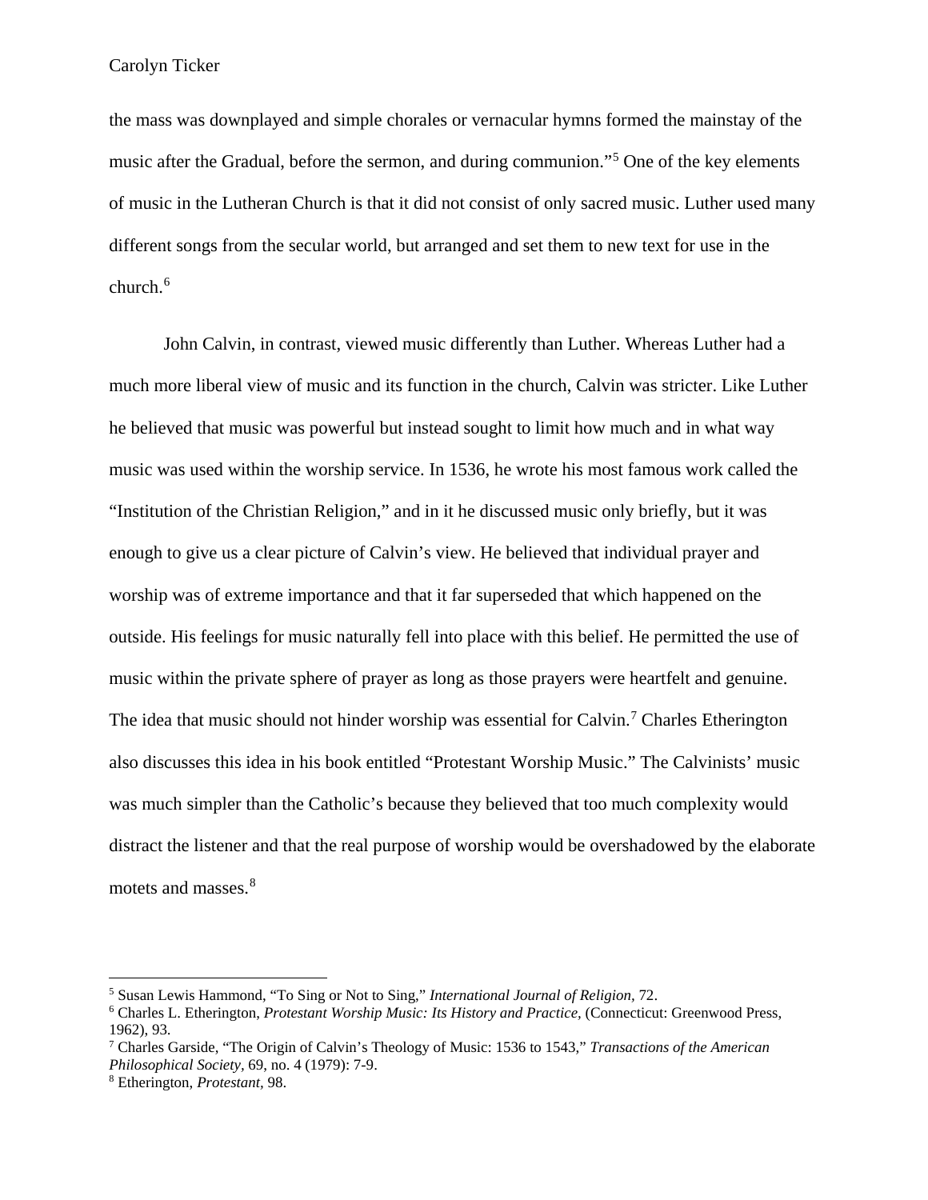the mass was downplayed and simple chorales or vernacular hymns formed the mainstay of the music after the Gradual, before the sermon, and during communion."[5] One of the key elements of music in the Lutheran Church is that it did not consist of only sacred music. Luther used many different songs from the secular world, but arranged and set them to new text for use in the church.[6]

John Calvin, in contrast, viewed music differently than Luther. Whereas Luther had a much more liberal view of music and its function in the church, Calvin was stricter. Like Luther he believed that music was powerful but instead sought to limit how much and in what way music was used within the worship service. In 1536, he wrote his most famous work called the "Institution of the Christian Religion," and in it he discussed music only briefly, but it was enough to give us a clear picture of Calvin's view. He believed that individual prayer and worship was of extreme importance and that it far superseded that which happened on the outside. His feelings for music naturally fell into place with this belief. He permitted the use of music within the private sphere of prayer as long as those prayers were heartfelt and genuine. The idea that music should not hinder worship was essential for Calvin.[7] Charles Etherington also discusses this idea in his book entitled "Protestant Worship Music." The Calvinists' music was much simpler than the Catholic's because they believed that too much complexity would distract the listener and that the real purpose of worship would be overshadowed by the elaborate motets and masses.[8]

---

[5] Susan Lewis Hammond, "To Sing or Not to Sing," *International Journal of Religion,* 72.

[6] Charles L. Etherington, *Protestant Worship Music: Its History and Practice,* (Connecticut: Greenwood Press, 1962), 93.

[7] Charles Garside, "The Origin of Calvin's Theology of Music: 1536 to 1543," *Transactions of the American Philosophical Society,* 69, no. 4 (1979): 7-9.

[8] Etherington, *Protestant,* 98.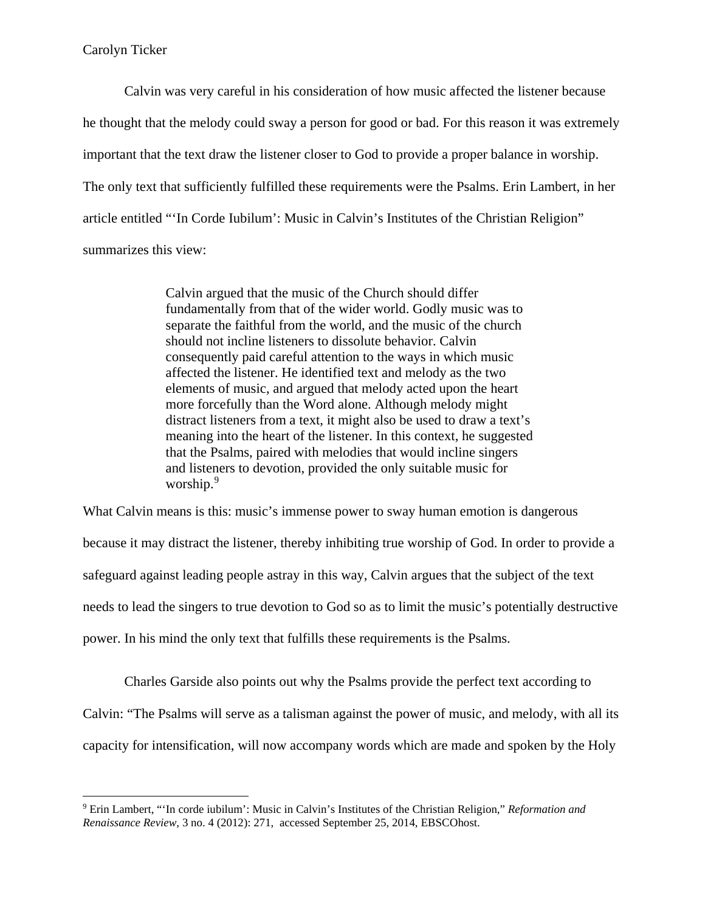Calvin was very careful in his consideration of how music affected the listener because he thought that the melody could sway a person for good or bad. For this reason it was extremely important that the text draw the listener closer to God to provide a proper balance in worship. The only text that sufficiently fulfilled these requirements were the Psalms. Erin Lambert, in her article entitled "'In Corde Iubilum': Music in Calvin's Institutes of the Christian Religion" summarizes this view:

> Calvin argued that the music of the Church should differ fundamentally from that of the wider world. Godly music was to separate the faithful from the world, and the music of the church should not incline listeners to dissolute behavior. Calvin consequently paid careful attention to the ways in which music affected the listener. He identified text and melody as the two elements of music, and argued that melody acted upon the heart more forcefully than the Word alone. Although melody might distract listeners from a text, it might also be used to draw a text's meaning into the heart of the listener. In this context, he suggested that the Psalms, paired with melodies that would incline singers and listeners to devotion, provided the only suitable music for worship.[9]

What Calvin means is this: music's immense power to sway human emotion is dangerous because it may distract the listener, thereby inhibiting true worship of God. In order to provide a safeguard against leading people astray in this way, Calvin argues that the subject of the text needs to lead the singers to true devotion to God so as to limit the music's potentially destructive power. In his mind the only text that fulfills these requirements is the Psalms.

Charles Garside also points out why the Psalms provide the perfect text according to Calvin: "The Psalms will serve as a talisman against the power of music, and melody, with all its capacity for intensification, will now accompany words which are made and spoken by the Holy

---

[9] Erin Lambert, "'In corde iubilum': Music in Calvin's Institutes of the Christian Religion," *Reformation and Renaissance Review*, 3 no. 4 (2012): 271, accessed September 25, 2014, EBSCOhost.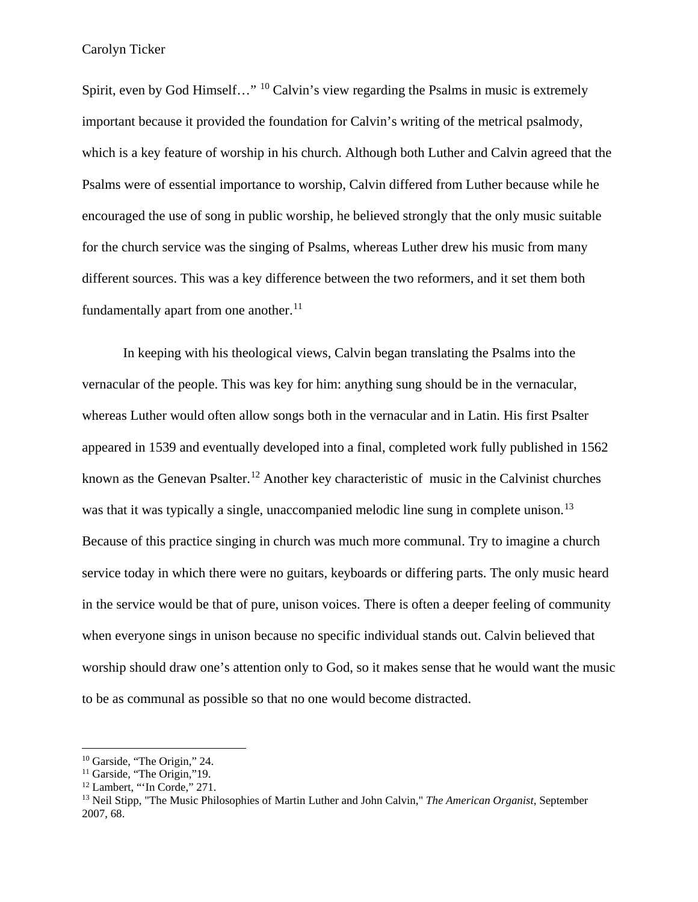Spirit, even by God Himself…" [10] Calvin's view regarding the Psalms in music is extremely important because it provided the foundation for Calvin's writing of the metrical psalmody, which is a key feature of worship in his church. Although both Luther and Calvin agreed that the Psalms were of essential importance to worship, Calvin differed from Luther because while he encouraged the use of song in public worship, he believed strongly that the only music suitable for the church service was the singing of Psalms, whereas Luther drew his music from many different sources. This was a key difference between the two reformers, and it set them both fundamentally apart from one another.[11]

In keeping with his theological views, Calvin began translating the Psalms into the vernacular of the people. This was key for him: anything sung should be in the vernacular, whereas Luther would often allow songs both in the vernacular and in Latin. His first Psalter appeared in 1539 and eventually developed into a final, completed work fully published in 1562 known as the Genevan Psalter.[12] Another key characteristic of music in the Calvinist churches was that it was typically a single, unaccompanied melodic line sung in complete unison.[13] Because of this practice singing in church was much more communal. Try to imagine a church service today in which there were no guitars, keyboards or differing parts. The only music heard in the service would be that of pure, unison voices. There is often a deeper feeling of community when everyone sings in unison because no specific individual stands out. Calvin believed that worship should draw one's attention only to God, so it makes sense that he would want the music to be as communal as possible so that no one would become distracted.

---

[10] Garside, "The Origin," 24.
[11] Garside, "The Origin,"19.
[12] Lambert, "'In Corde," 271.
[13] Neil Stipp, "The Music Philosophies of Martin Luther and John Calvin," *The American Organist*, September 2007, 68.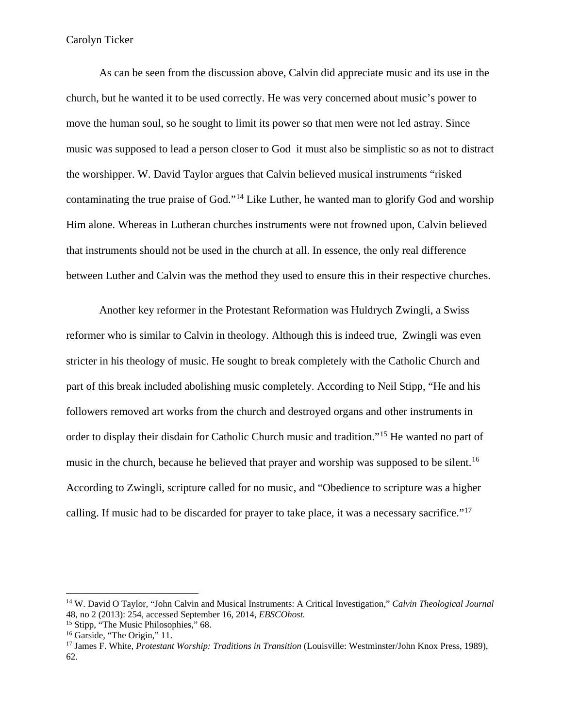As can be seen from the discussion above, Calvin did appreciate music and its use in the church, but he wanted it to be used correctly. He was very concerned about music's power to move the human soul, so he sought to limit its power so that men were not led astray. Since music was supposed to lead a person closer to God it must also be simplistic so as not to distract the worshipper. W. David Taylor argues that Calvin believed musical instruments "risked contaminating the true praise of God."[14] Like Luther, he wanted man to glorify God and worship Him alone. Whereas in Lutheran churches instruments were not frowned upon, Calvin believed that instruments should not be used in the church at all. In essence, the only real difference between Luther and Calvin was the method they used to ensure this in their respective churches.

Another key reformer in the Protestant Reformation was Huldrych Zwingli, a Swiss reformer who is similar to Calvin in theology. Although this is indeed true, Zwingli was even stricter in his theology of music. He sought to break completely with the Catholic Church and part of this break included abolishing music completely. According to Neil Stipp, "He and his followers removed art works from the church and destroyed organs and other instruments in order to display their disdain for Catholic Church music and tradition."[15] He wanted no part of music in the church, because he believed that prayer and worship was supposed to be silent.[16] According to Zwingli, scripture called for no music, and "Obedience to scripture was a higher calling. If music had to be discarded for prayer to take place, it was a necessary sacrifice."[17]

---

[14] W. David O Taylor, "John Calvin and Musical Instruments: A Critical Investigation," *Calvin Theological Journal* 48, no 2 (2013): 254, accessed September 16, 2014, *EBSCOhost.*

[15] Stipp, "The Music Philosophies," 68.

[16] Garside, "The Origin," 11.

[17] James F. White, *Protestant Worship: Traditions in Transition* (Louisville: Westminster/John Knox Press, 1989), 62.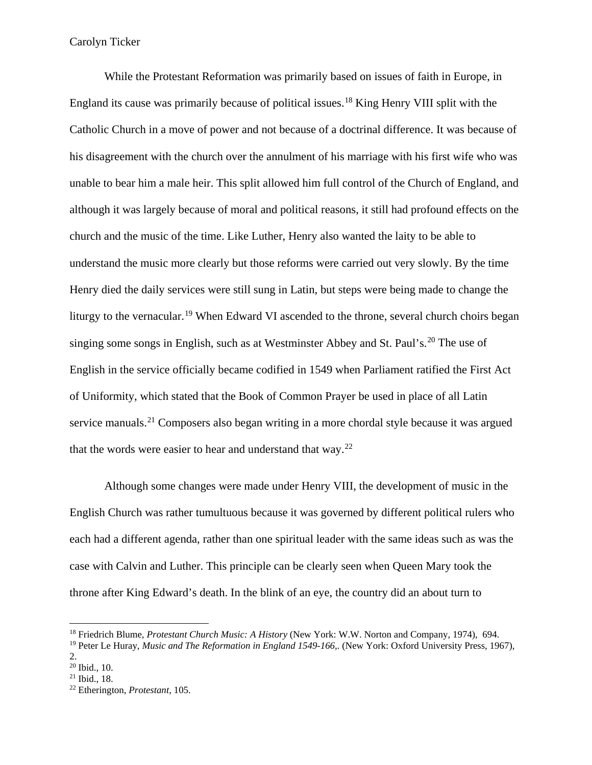While the Protestant Reformation was primarily based on issues of faith in Europe, in England its cause was primarily because of political issues.[18] King Henry VIII split with the Catholic Church in a move of power and not because of a doctrinal difference. It was because of his disagreement with the church over the annulment of his marriage with his first wife who was unable to bear him a male heir. This split allowed him full control of the Church of England, and although it was largely because of moral and political reasons, it still had profound effects on the church and the music of the time. Like Luther, Henry also wanted the laity to be able to understand the music more clearly but those reforms were carried out very slowly. By the time Henry died the daily services were still sung in Latin, but steps were being made to change the liturgy to the vernacular.[19] When Edward VI ascended to the throne, several church choirs began singing some songs in English, such as at Westminster Abbey and St. Paul's.[20] The use of English in the service officially became codified in 1549 when Parliament ratified the First Act of Uniformity, which stated that the Book of Common Prayer be used in place of all Latin service manuals.[21] Composers also began writing in a more chordal style because it was argued that the words were easier to hear and understand that way.[22]

Although some changes were made under Henry VIII, the development of music in the English Church was rather tumultuous because it was governed by different political rulers who each had a different agenda, rather than one spiritual leader with the same ideas such as was the case with Calvin and Luther. This principle can be clearly seen when Queen Mary took the throne after King Edward's death. In the blink of an eye, the country did an about turn to

---

[18] Friedrich Blume, *Protestant Church Music: A History* (New York: W.W. Norton and Company, 1974), 694.
[19] Peter Le Huray, *Music and The Reformation in England 1549-166,*. (New York: Oxford University Press, 1967), 2.
[20] Ibid., 10.
[21] Ibid., 18.
[22] Etherington, *Protestant*, 105.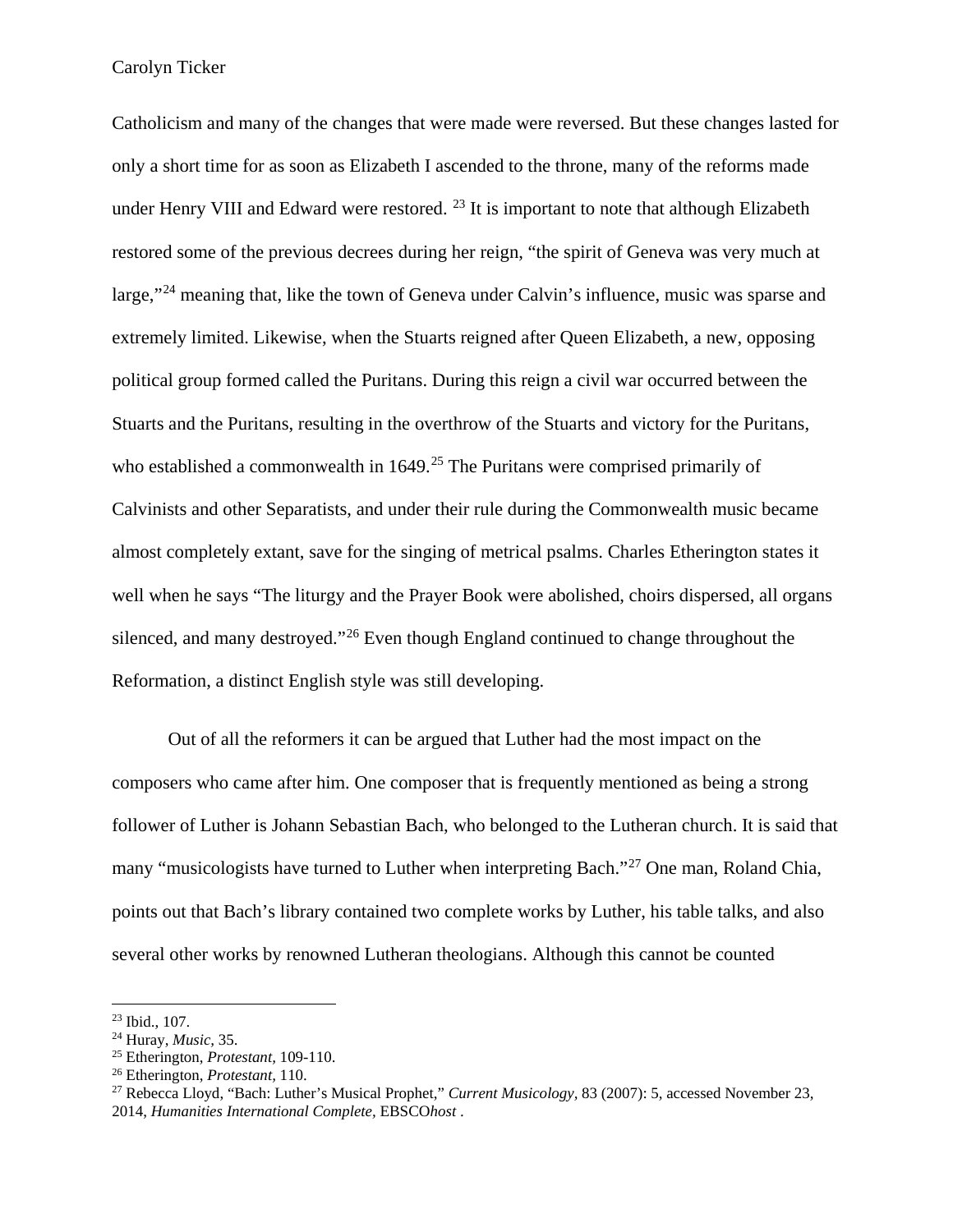Catholicism and many of the changes that were made were reversed. But these changes lasted for only a short time for as soon as Elizabeth I ascended to the throne, many of the reforms made under Henry VIII and Edward were restored. [23] It is important to note that although Elizabeth restored some of the previous decrees during her reign, "the spirit of Geneva was very much at large,"[24] meaning that, like the town of Geneva under Calvin's influence, music was sparse and extremely limited. Likewise, when the Stuarts reigned after Queen Elizabeth, a new, opposing political group formed called the Puritans. During this reign a civil war occurred between the Stuarts and the Puritans, resulting in the overthrow of the Stuarts and victory for the Puritans, who established a commonwealth in 1649.[25] The Puritans were comprised primarily of Calvinists and other Separatists, and under their rule during the Commonwealth music became almost completely extant, save for the singing of metrical psalms. Charles Etherington states it well when he says "The liturgy and the Prayer Book were abolished, choirs dispersed, all organs silenced, and many destroyed."[26] Even though England continued to change throughout the Reformation, a distinct English style was still developing.

Out of all the reformers it can be argued that Luther had the most impact on the composers who came after him. One composer that is frequently mentioned as being a strong follower of Luther is Johann Sebastian Bach, who belonged to the Lutheran church. It is said that many "musicologists have turned to Luther when interpreting Bach."[27] One man, Roland Chia, points out that Bach's library contained two complete works by Luther, his table talks, and also several other works by renowned Lutheran theologians. Although this cannot be counted

---

[23] Ibid., 107.

[24] Huray, *Music,* 35.

[25] Etherington, *Protestant,* 109-110.

[26] Etherington, *Protestant*, 110.

[27] Rebecca Lloyd, "Bach: Luther's Musical Prophet," *Current Musicology*, 83 (2007): 5, accessed November 23, 2014, *Humanities International Complete*, EBSCO*host* .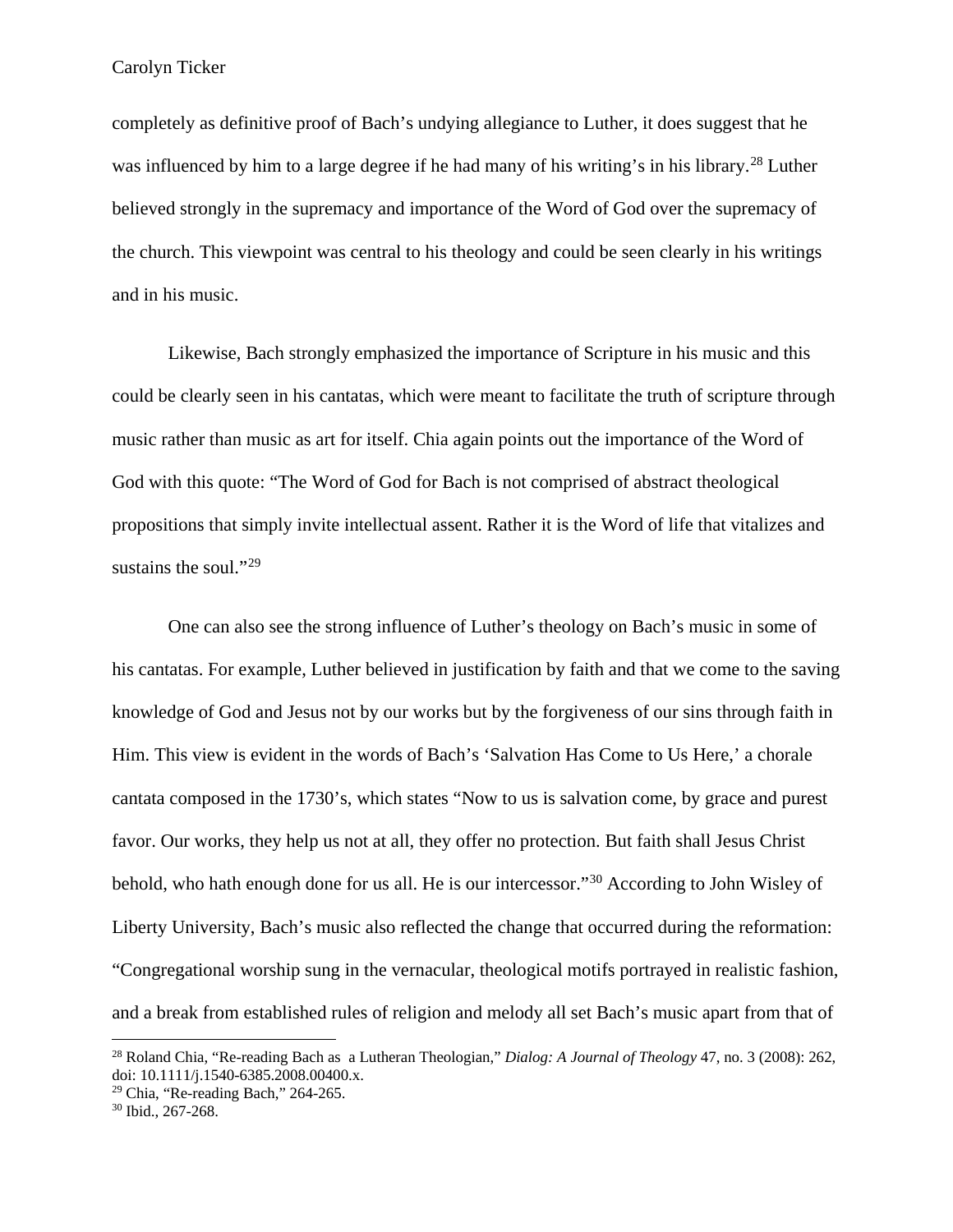completely as definitive proof of Bach's undying allegiance to Luther, it does suggest that he was influenced by him to a large degree if he had many of his writing's in his library.[28] Luther believed strongly in the supremacy and importance of the Word of God over the supremacy of the church. This viewpoint was central to his theology and could be seen clearly in his writings and in his music.

Likewise, Bach strongly emphasized the importance of Scripture in his music and this could be clearly seen in his cantatas, which were meant to facilitate the truth of scripture through music rather than music as art for itself. Chia again points out the importance of the Word of God with this quote: "The Word of God for Bach is not comprised of abstract theological propositions that simply invite intellectual assent. Rather it is the Word of life that vitalizes and sustains the soul."[29]

One can also see the strong influence of Luther's theology on Bach's music in some of his cantatas. For example, Luther believed in justification by faith and that we come to the saving knowledge of God and Jesus not by our works but by the forgiveness of our sins through faith in Him. This view is evident in the words of Bach's 'Salvation Has Come to Us Here,' a chorale cantata composed in the 1730's, which states "Now to us is salvation come, by grace and purest favor. Our works, they help us not at all, they offer no protection. But faith shall Jesus Christ behold, who hath enough done for us all. He is our intercessor."[30] According to John Wisley of Liberty University, Bach's music also reflected the change that occurred during the reformation: "Congregational worship sung in the vernacular, theological motifs portrayed in realistic fashion, and a break from established rules of religion and melody all set Bach's music apart from that of

---

[28] Roland Chia, "Re-reading Bach as a Lutheran Theologian," *Dialog: A Journal of Theology* 47, no. 3 (2008): 262, doi: 10.1111/j.1540-6385.2008.00400.x.

[29] Chia, "Re-reading Bach," 264-265.

[30] Ibid., 267-268.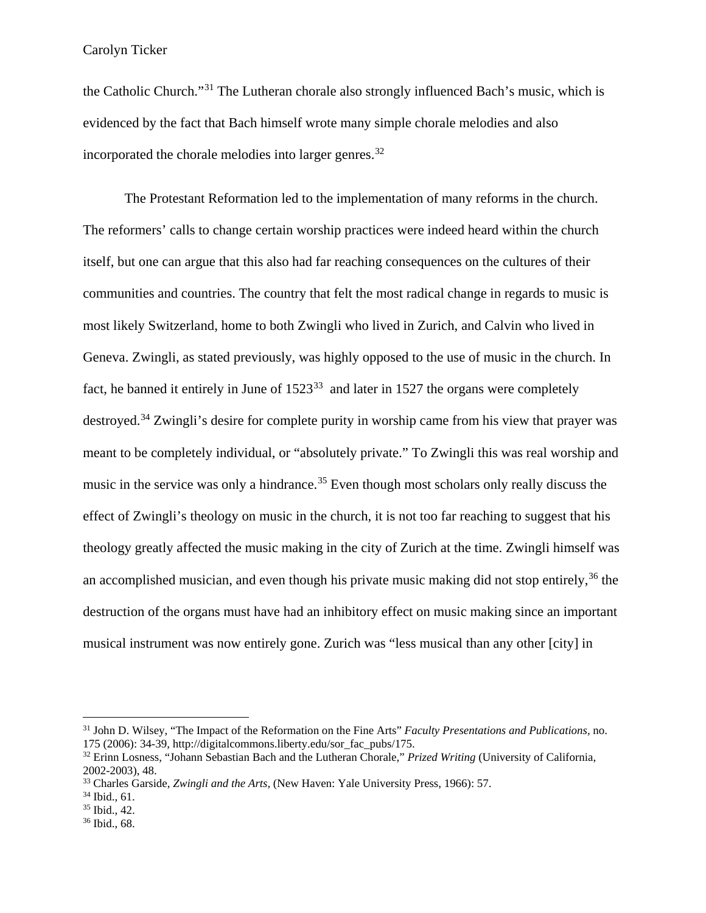the Catholic Church."[31] The Lutheran chorale also strongly influenced Bach's music, which is evidenced by the fact that Bach himself wrote many simple chorale melodies and also incorporated the chorale melodies into larger genres.[32]

The Protestant Reformation led to the implementation of many reforms in the church. The reformers' calls to change certain worship practices were indeed heard within the church itself, but one can argue that this also had far reaching consequences on the cultures of their communities and countries. The country that felt the most radical change in regards to music is most likely Switzerland, home to both Zwingli who lived in Zurich, and Calvin who lived in Geneva. Zwingli, as stated previously, was highly opposed to the use of music in the church. In fact, he banned it entirely in June of 1523[33] and later in 1527 the organs were completely destroyed.[34] Zwingli's desire for complete purity in worship came from his view that prayer was meant to be completely individual, or "absolutely private." To Zwingli this was real worship and music in the service was only a hindrance.[35] Even though most scholars only really discuss the effect of Zwingli's theology on music in the church, it is not too far reaching to suggest that his theology greatly affected the music making in the city of Zurich at the time. Zwingli himself was an accomplished musician, and even though his private music making did not stop entirely,[36] the destruction of the organs must have had an inhibitory effect on music making since an important musical instrument was now entirely gone. Zurich was "less musical than any other [city] in

---

[31] John D. Wilsey, "The Impact of the Reformation on the Fine Arts" *Faculty Presentations and Publications,* no. 175 (2006): 34-39, http://digitalcommons.liberty.edu/sor_fac_pubs/175.

[32] Erinn Losness, "Johann Sebastian Bach and the Lutheran Chorale," *Prized Writing* (University of California, 2002-2003), 48.

[33] Charles Garside, *Zwingli and the Arts,* (New Haven: Yale University Press, 1966): 57.

[34] Ibid., 61.

[35] Ibid., 42.

[36] Ibid., 68.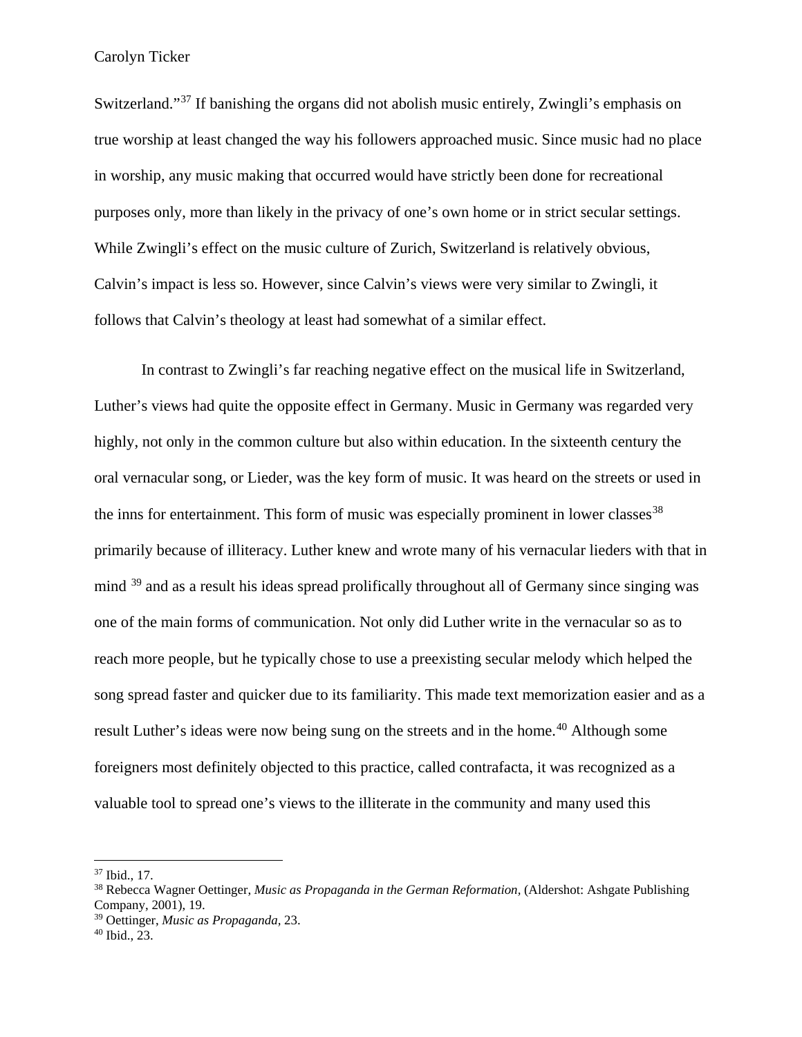Switzerland."[37] If banishing the organs did not abolish music entirely, Zwingli's emphasis on true worship at least changed the way his followers approached music. Since music had no place in worship, any music making that occurred would have strictly been done for recreational purposes only, more than likely in the privacy of one's own home or in strict secular settings. While Zwingli's effect on the music culture of Zurich, Switzerland is relatively obvious, Calvin's impact is less so. However, since Calvin's views were very similar to Zwingli, it follows that Calvin's theology at least had somewhat of a similar effect.

In contrast to Zwingli's far reaching negative effect on the musical life in Switzerland, Luther's views had quite the opposite effect in Germany. Music in Germany was regarded very highly, not only in the common culture but also within education. In the sixteenth century the oral vernacular song, or Lieder, was the key form of music. It was heard on the streets or used in the inns for entertainment. This form of music was especially prominent in lower classes[38] primarily because of illiteracy. Luther knew and wrote many of his vernacular lieders with that in mind [39] and as a result his ideas spread prolifically throughout all of Germany since singing was one of the main forms of communication. Not only did Luther write in the vernacular so as to reach more people, but he typically chose to use a preexisting secular melody which helped the song spread faster and quicker due to its familiarity. This made text memorization easier and as a result Luther's ideas were now being sung on the streets and in the home.[40] Although some foreigners most definitely objected to this practice, called contrafacta, it was recognized as a valuable tool to spread one's views to the illiterate in the community and many used this

---

[37] Ibid., 17.

[38] Rebecca Wagner Oettinger, *Music as Propaganda in the German Reformation,* (Aldershot: Ashgate Publishing Company, 2001), 19.

[39] Oettinger, *Music as Propaganda,* 23.

[40] Ibid., 23.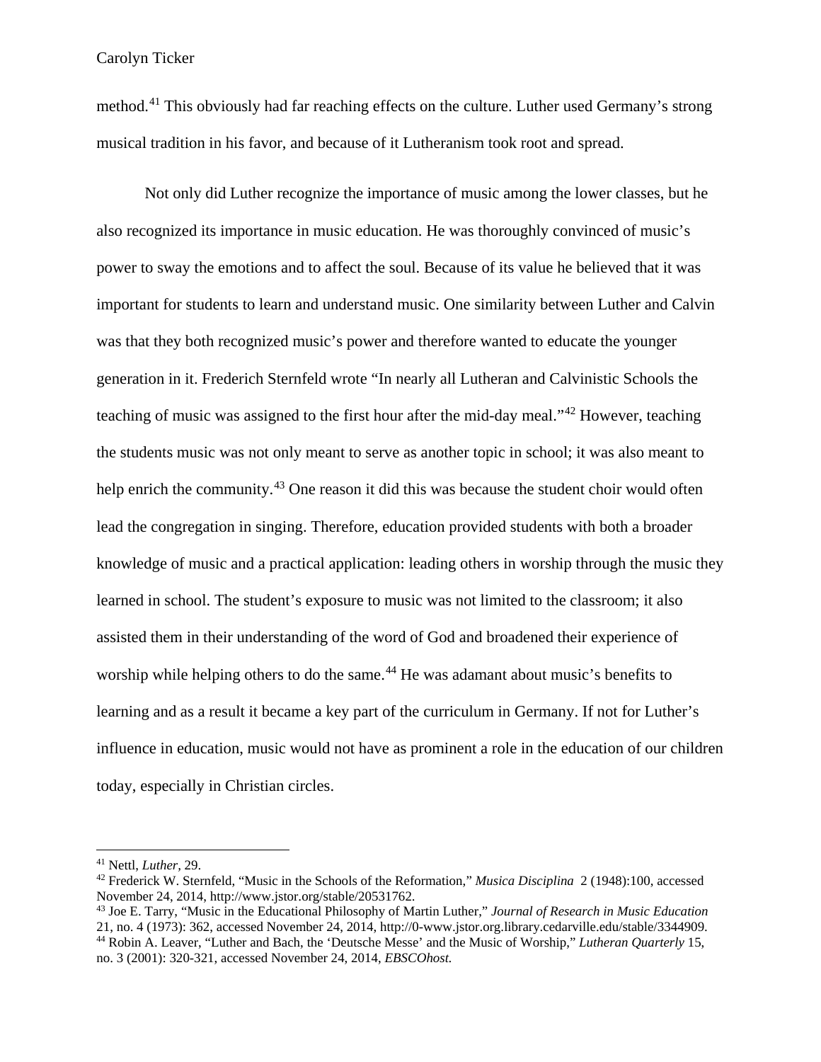method.[41] This obviously had far reaching effects on the culture. Luther used Germany's strong musical tradition in his favor, and because of it Lutheranism took root and spread.

Not only did Luther recognize the importance of music among the lower classes, but he also recognized its importance in music education. He was thoroughly convinced of music's power to sway the emotions and to affect the soul. Because of its value he believed that it was important for students to learn and understand music. One similarity between Luther and Calvin was that they both recognized music's power and therefore wanted to educate the younger generation in it. Frederich Sternfeld wrote "In nearly all Lutheran and Calvinistic Schools the teaching of music was assigned to the first hour after the mid-day meal."[42] However, teaching the students music was not only meant to serve as another topic in school; it was also meant to help enrich the community.[43] One reason it did this was because the student choir would often lead the congregation in singing. Therefore, education provided students with both a broader knowledge of music and a practical application: leading others in worship through the music they learned in school. The student's exposure to music was not limited to the classroom; it also assisted them in their understanding of the word of God and broadened their experience of worship while helping others to do the same.[44] He was adamant about music's benefits to learning and as a result it became a key part of the curriculum in Germany. If not for Luther's influence in education, music would not have as prominent a role in the education of our children today, especially in Christian circles.

---

[41] Nettl, *Luther*, 29.

[42] Frederick W. Sternfeld, "Music in the Schools of the Reformation," *Musica Disciplina* 2 (1948):100, accessed November 24, 2014, http://www.jstor.org/stable/20531762.

[43] Joe E. Tarry, "Music in the Educational Philosophy of Martin Luther," *Journal of Research in Music Education* 21, no. 4 (1973): 362, accessed November 24, 2014, http://0-www.jstor.org.library.cedarville.edu/stable/3344909.

[44] Robin A. Leaver, "Luther and Bach, the 'Deutsche Messe' and the Music of Worship," *Lutheran Quarterly* 15, no. 3 (2001): 320-321, accessed November 24, 2014, *EBSCOhost.*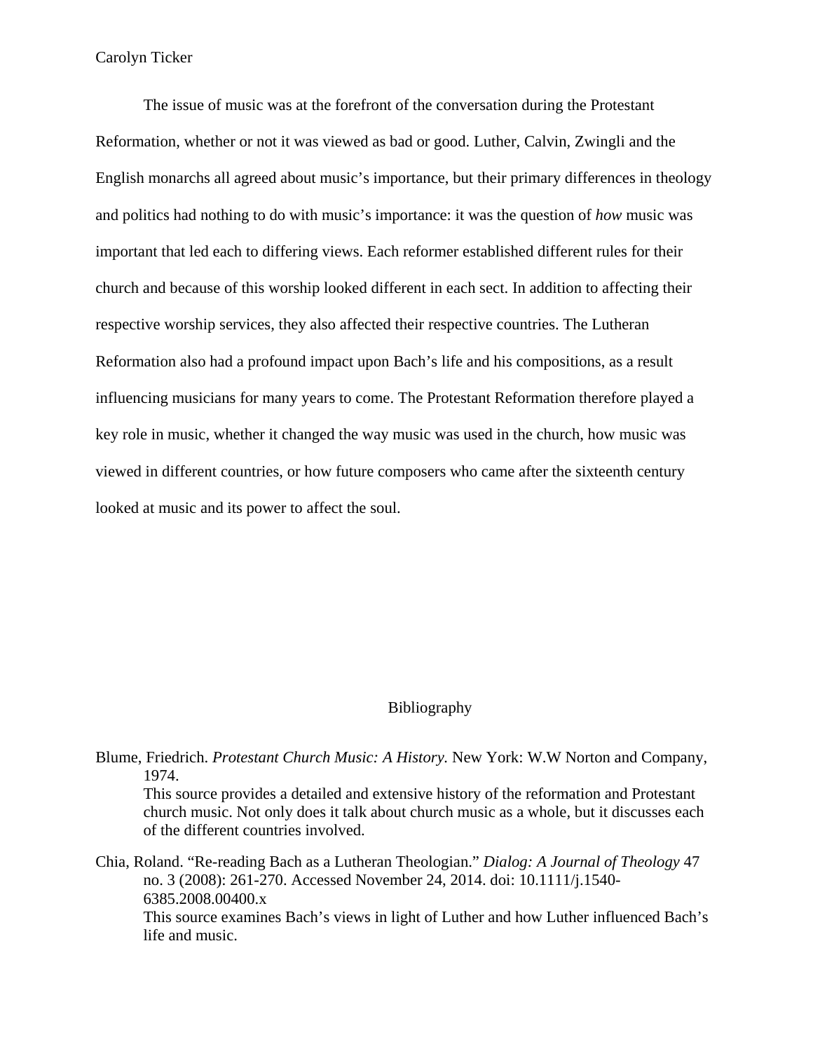The issue of music was at the forefront of the conversation during the Protestant Reformation, whether or not it was viewed as bad or good. Luther, Calvin, Zwingli and the English monarchs all agreed about music's importance, but their primary differences in theology and politics had nothing to do with music's importance: it was the question of *how* music was important that led each to differing views. Each reformer established different rules for their church and because of this worship looked different in each sect. In addition to affecting their respective worship services, they also affected their respective countries. The Lutheran Reformation also had a profound impact upon Bach's life and his compositions, as a result influencing musicians for many years to come. The Protestant Reformation therefore played a key role in music, whether it changed the way music was used in the church, how music was viewed in different countries, or how future composers who came after the sixteenth century looked at music and its power to affect the soul.

## Bibliography

Blume, Friedrich. *Protestant Church Music: A History.* New York: W.W Norton and Company, 1974.
This source provides a detailed and extensive history of the reformation and Protestant church music. Not only does it talk about church music as a whole, but it discusses each of the different countries involved.

Chia, Roland. "Re-reading Bach as a Lutheran Theologian." *Dialog: A Journal of Theology* 47 no. 3 (2008): 261-270. Accessed November 24, 2014. doi: 10.1111/j.1540-6385.2008.00400.x
This source examines Bach's views in light of Luther and how Luther influenced Bach's life and music.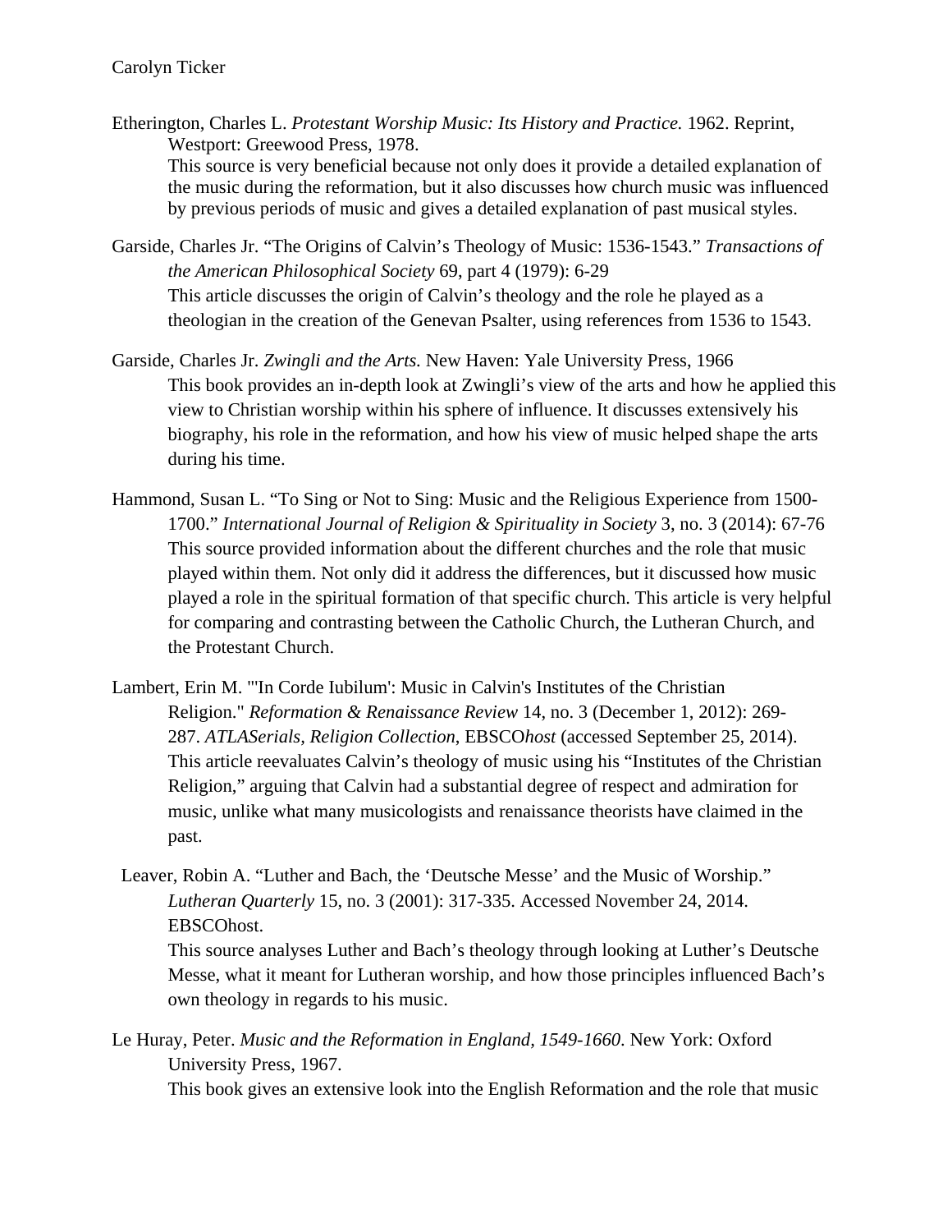Carolyn Ticker

Etherington, Charles L. *Protestant Worship Music: Its History and Practice.* 1962. Reprint, Westport: Greewood Press, 1978.
This source is very beneficial because not only does it provide a detailed explanation of the music during the reformation, but it also discusses how church music was influenced by previous periods of music and gives a detailed explanation of past musical styles.

Garside, Charles Jr. "The Origins of Calvin's Theology of Music: 1536-1543." *Transactions of the American Philosophical Society* 69, part 4 (1979): 6-29
This article discusses the origin of Calvin's theology and the role he played as a theologian in the creation of the Genevan Psalter, using references from 1536 to 1543.

Garside, Charles Jr. *Zwingli and the Arts.* New Haven: Yale University Press, 1966
This book provides an in-depth look at Zwingli's view of the arts and how he applied this view to Christian worship within his sphere of influence. It discusses extensively his biography, his role in the reformation, and how his view of music helped shape the arts during his time.

Hammond, Susan L. "To Sing or Not to Sing: Music and the Religious Experience from 1500-1700." *International Journal of Religion & Spirituality in Society* 3, no. 3 (2014): 67-76
This source provided information about the different churches and the role that music played within them. Not only did it address the differences, but it discussed how music played a role in the spiritual formation of that specific church. This article is very helpful for comparing and contrasting between the Catholic Church, the Lutheran Church, and the Protestant Church.

Lambert, Erin M. "'In Corde Iubilum': Music in Calvin's Institutes of the Christian Religion." *Reformation & Renaissance Review* 14, no. 3 (December 1, 2012): 269-287. *ATLASerials, Religion Collection*, EBSCO*host* (accessed September 25, 2014).
This article reevaluates Calvin's theology of music using his "Institutes of the Christian Religion," arguing that Calvin had a substantial degree of respect and admiration for music, unlike what many musicologists and renaissance theorists have claimed in the past.

Leaver, Robin A. "Luther and Bach, the 'Deutsche Messe' and the Music of Worship." *Lutheran Quarterly* 15, no. 3 (2001): 317-335. Accessed November 24, 2014. EBSCOhost.
This source analyses Luther and Bach's theology through looking at Luther's Deutsche Messe, what it meant for Lutheran worship, and how those principles influenced Bach's own theology in regards to his music.

Le Huray, Peter. *Music and the Reformation in England, 1549-1660.* New York: Oxford University Press, 1967.
This book gives an extensive look into the English Reformation and the role that music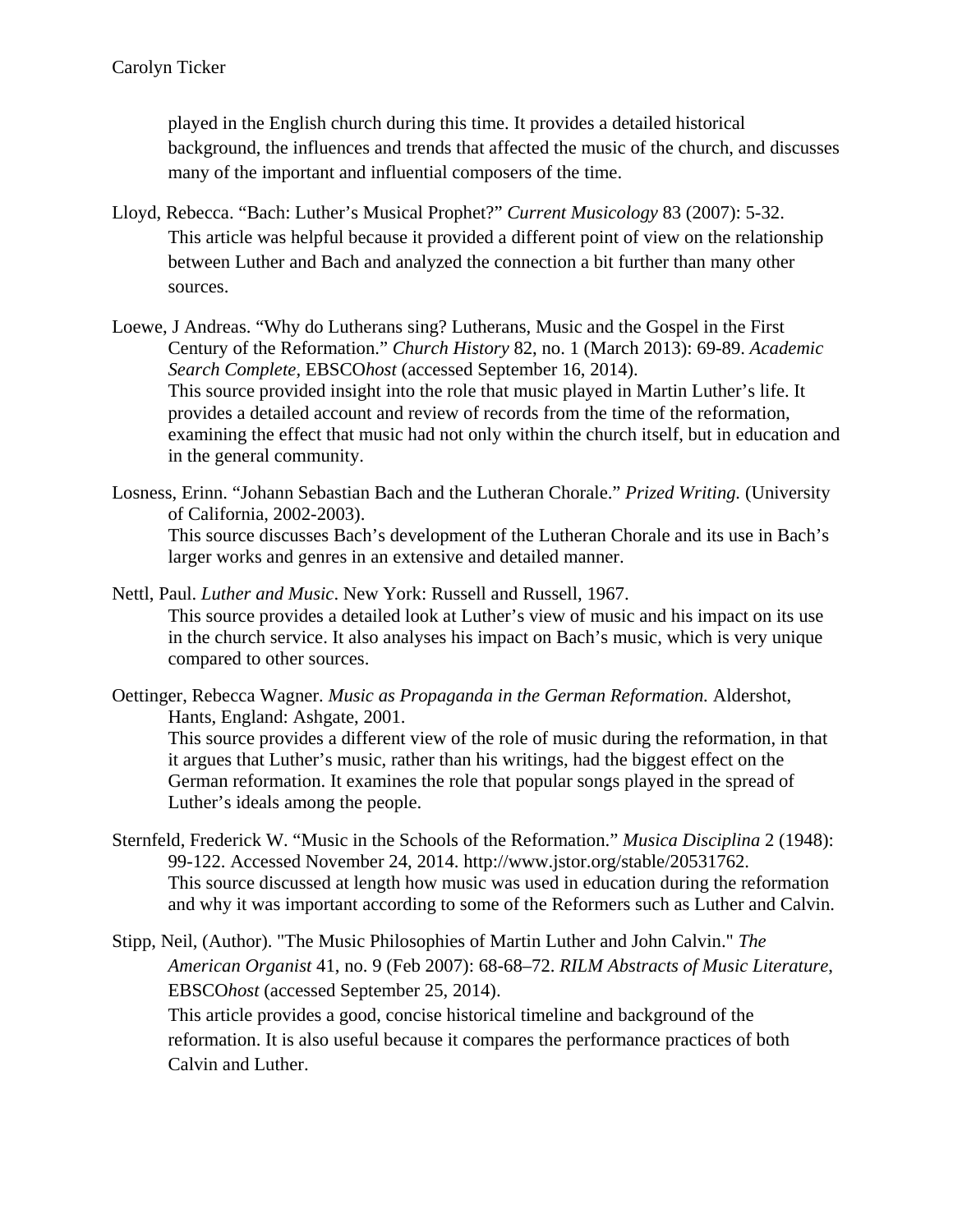played in the English church during this time. It provides a detailed historical background, the influences and trends that affected the music of the church, and discusses many of the important and influential composers of the time.

Lloyd, Rebecca. "Bach: Luther's Musical Prophet?" *Current Musicology* 83 (2007): 5-32.
This article was helpful because it provided a different point of view on the relationship between Luther and Bach and analyzed the connection a bit further than many other sources.

Loewe, J Andreas. "Why do Lutherans sing? Lutherans, Music and the Gospel in the First Century of the Reformation." *Church History* 82, no. 1 (March 2013): 69-89. *Academic Search Complete*, EBSCO*host* (accessed September 16, 2014).
This source provided insight into the role that music played in Martin Luther's life. It provides a detailed account and review of records from the time of the reformation, examining the effect that music had not only within the church itself, but in education and in the general community.

Losness, Erinn. "Johann Sebastian Bach and the Lutheran Chorale." *Prized Writing.* (University of California, 2002-2003).
This source discusses Bach's development of the Lutheran Chorale and its use in Bach's larger works and genres in an extensive and detailed manner.

Nettl, Paul. *Luther and Music*. New York: Russell and Russell, 1967.
This source provides a detailed look at Luther's view of music and his impact on its use in the church service. It also analyses his impact on Bach's music, which is very unique compared to other sources.

Oettinger, Rebecca Wagner. *Music as Propaganda in the German Reformation.* Aldershot, Hants, England: Ashgate, 2001.
This source provides a different view of the role of music during the reformation, in that it argues that Luther's music, rather than his writings, had the biggest effect on the German reformation. It examines the role that popular songs played in the spread of Luther's ideals among the people.

Sternfeld, Frederick W. "Music in the Schools of the Reformation." *Musica Disciplina* 2 (1948): 99-122. Accessed November 24, 2014. http://www.jstor.org/stable/20531762.
This source discussed at length how music was used in education during the reformation and why it was important according to some of the Reformers such as Luther and Calvin.

Stipp, Neil, (Author). "The Music Philosophies of Martin Luther and John Calvin." *The American Organist* 41, no. 9 (Feb 2007): 68-68–72. *RILM Abstracts of Music Literature*, EBSCO*host* (accessed September 25, 2014).
This article provides a good, concise historical timeline and background of the reformation. It is also useful because it compares the performance practices of both Calvin and Luther.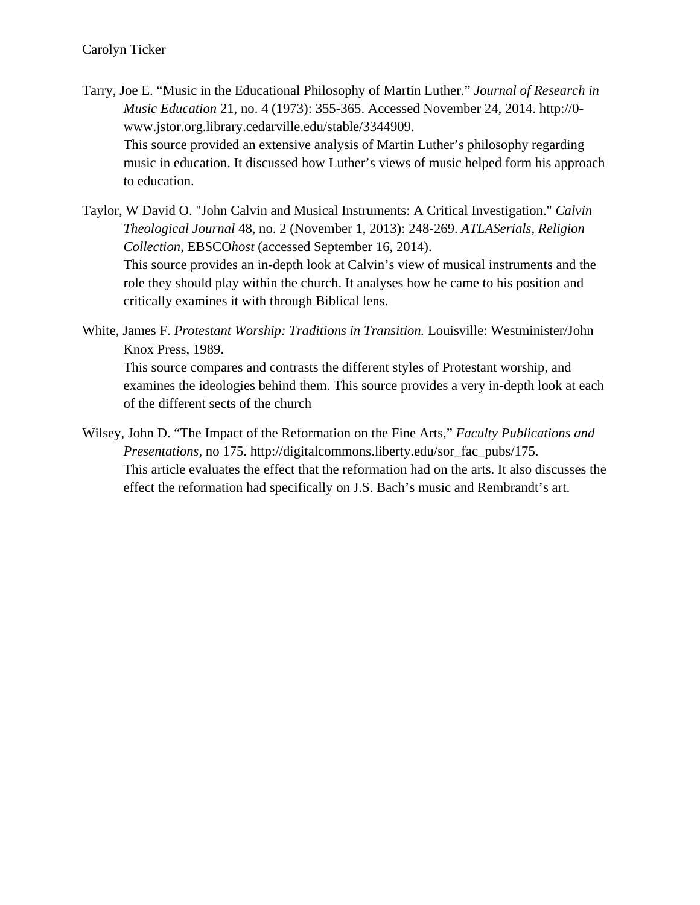Carolyn Ticker

Tarry, Joe E. "Music in the Educational Philosophy of Martin Luther." *Journal of Research in Music Education* 21, no. 4 (1973): 355-365. Accessed November 24, 2014. http://0-www.jstor.org.library.cedarville.edu/stable/3344909.
This source provided an extensive analysis of Martin Luther's philosophy regarding music in education. It discussed how Luther's views of music helped form his approach to education.

Taylor, W David O. "John Calvin and Musical Instruments: A Critical Investigation." *Calvin Theological Journal* 48, no. 2 (November 1, 2013): 248-269. *ATLASerials, Religion Collection*, EBSCO*host* (accessed September 16, 2014).
This source provides an in-depth look at Calvin's view of musical instruments and the role they should play within the church. It analyses how he came to his position and critically examines it with through Biblical lens.

White, James F. *Protestant Worship: Traditions in Transition.* Louisville: Westminister/John Knox Press, 1989.
This source compares and contrasts the different styles of Protestant worship, and examines the ideologies behind them. This source provides a very in-depth look at each of the different sects of the church

Wilsey, John D. "The Impact of the Reformation on the Fine Arts," *Faculty Publications and Presentations*, no 175. http://digitalcommons.liberty.edu/sor_fac_pubs/175.
This article evaluates the effect that the reformation had on the arts. It also discusses the effect the reformation had specifically on J.S. Bach's music and Rembrandt's art.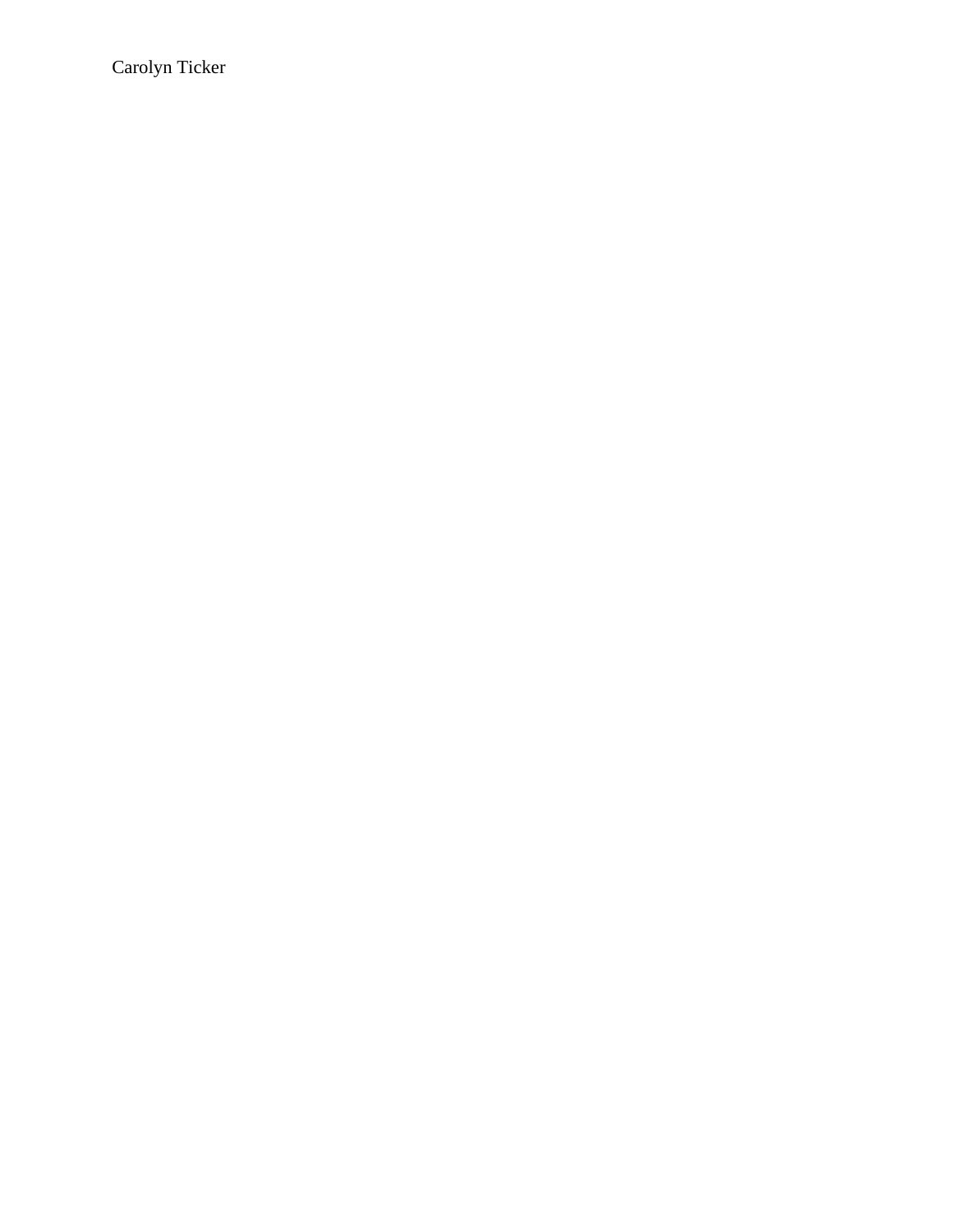Carolyn Ticker